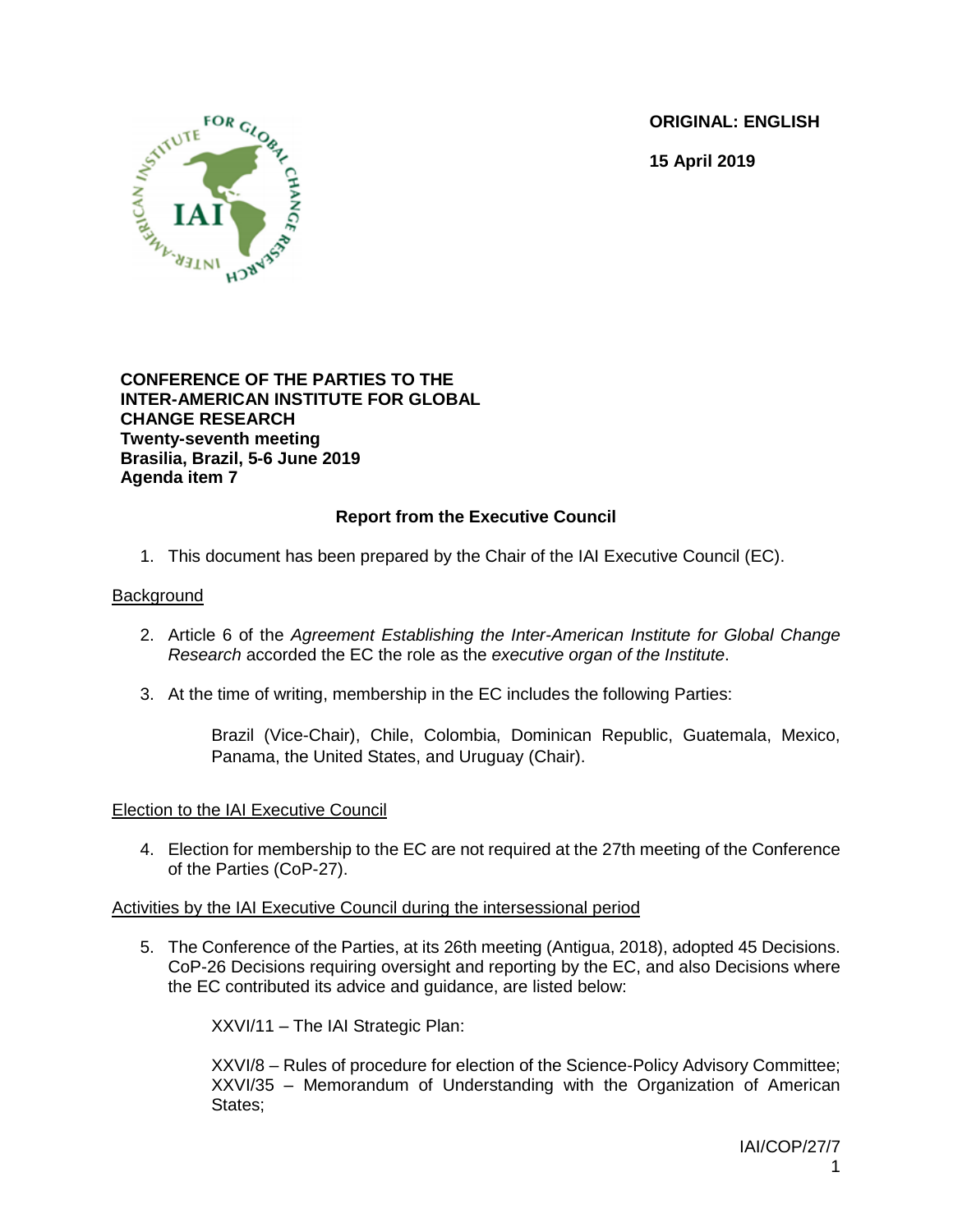**ORIGINAL: ENGLISH**

**15 April 2019**

**CONFERENCE OF THE PARTIES TO THE INTER-AMERICAN INSTITUTE FOR GLOBAL CHANGE RESEARCH**
**Twenty-seventh meeting**
**Brasilia, Brazil, 5-6 June 2019**
**Agenda item 7**

## Report from the Executive Council

1. This document has been prepared by the Chair of the IAI Executive Council (EC).

### Background

2. Article 6 of the *Agreement Establishing the Inter-American Institute for Global Change Research* accorded the EC the role as the *executive organ of the Institute*.

3. At the time of writing, membership in the EC includes the following Parties:

   Brazil (Vice-Chair), Chile, Colombia, Dominican Republic, Guatemala, Mexico, Panama, the United States, and Uruguay (Chair).

### Election to the IAI Executive Council

4. Election for membership to the EC are not required at the 27th meeting of the Conference of the Parties (CoP-27).

### Activities by the IAI Executive Council during the intersessional period

5. The Conference of the Parties, at its 26th meeting (Antigua, 2018), adopted 45 Decisions. CoP-26 Decisions requiring oversight and reporting by the EC, and also Decisions where the EC contributed its advice and guidance, are listed below:

   XXVI/11 – The IAI Strategic Plan:

   XXVI/8 – Rules of procedure for election of the Science-Policy Advisory Committee;
   XXVI/35 – Memorandum of Understanding with the Organization of American States;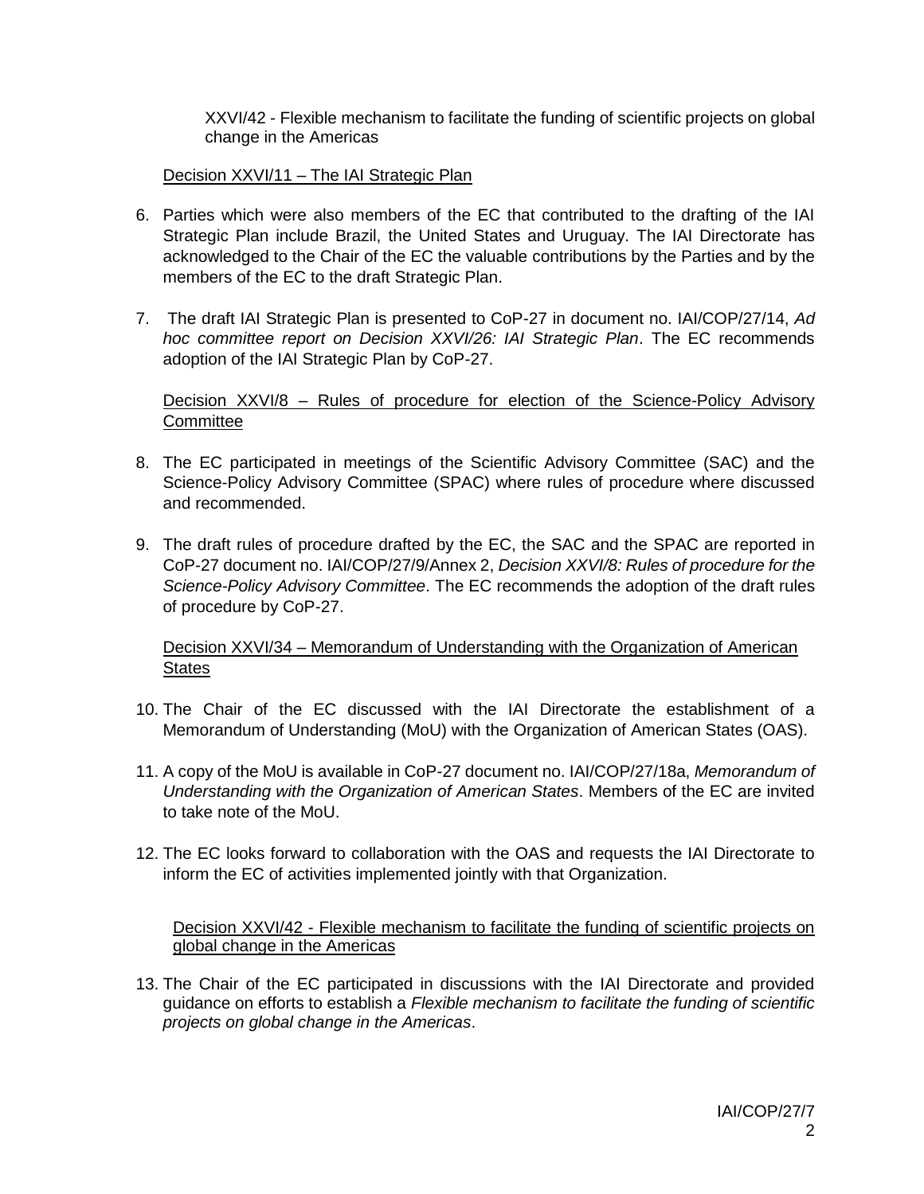XXVI/42 - Flexible mechanism to facilitate the funding of scientific projects on global change in the Americas

Decision XXVI/11 – The IAI Strategic Plan

6. Parties which were also members of the EC that contributed to the drafting of the IAI Strategic Plan include Brazil, the United States and Uruguay. The IAI Directorate has acknowledged to the Chair of the EC the valuable contributions by the Parties and by the members of the EC to the draft Strategic Plan.

7. The draft IAI Strategic Plan is presented to CoP-27 in document no. IAI/COP/27/14, *Ad hoc committee report on Decision XXVI/26: IAI Strategic Plan*. The EC recommends adoption of the IAI Strategic Plan by CoP-27.

Decision XXVI/8 – Rules of procedure for election of the Science-Policy Advisory Committee

8. The EC participated in meetings of the Scientific Advisory Committee (SAC) and the Science-Policy Advisory Committee (SPAC) where rules of procedure where discussed and recommended.

9. The draft rules of procedure drafted by the EC, the SAC and the SPAC are reported in CoP-27 document no. IAI/COP/27/9/Annex 2, *Decision XXVI/8: Rules of procedure for the Science-Policy Advisory Committee*. The EC recommends the adoption of the draft rules of procedure by CoP-27.

Decision XXVI/34 – Memorandum of Understanding with the Organization of American States

10. The Chair of the EC discussed with the IAI Directorate the establishment of a Memorandum of Understanding (MoU) with the Organization of American States (OAS).

11. A copy of the MoU is available in CoP-27 document no. IAI/COP/27/18a, *Memorandum of Understanding with the Organization of American States*. Members of the EC are invited to take note of the MoU.

12. The EC looks forward to collaboration with the OAS and requests the IAI Directorate to inform the EC of activities implemented jointly with that Organization.

Decision XXVI/42 - Flexible mechanism to facilitate the funding of scientific projects on global change in the Americas

13. The Chair of the EC participated in discussions with the IAI Directorate and provided guidance on efforts to establish a *Flexible mechanism to facilitate the funding of scientific projects on global change in the Americas*.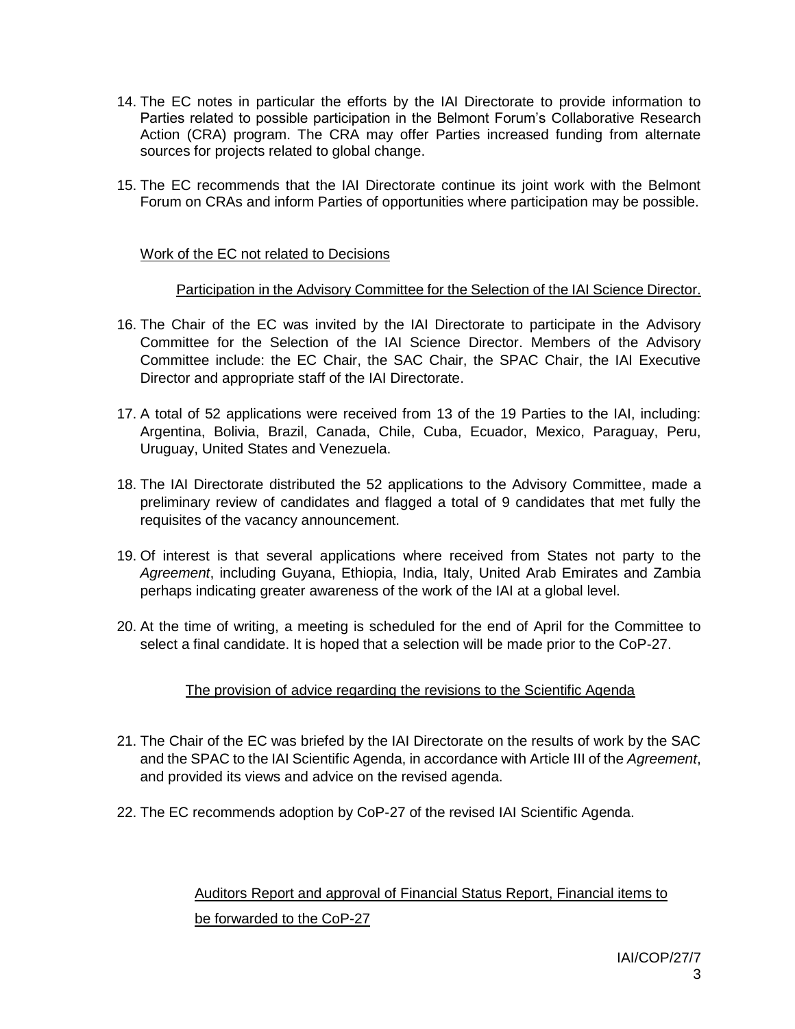14. The EC notes in particular the efforts by the IAI Directorate to provide information to Parties related to possible participation in the Belmont Forum's Collaborative Research Action (CRA) program. The CRA may offer Parties increased funding from alternate sources for projects related to global change.

15. The EC recommends that the IAI Directorate continue its joint work with the Belmont Forum on CRAs and inform Parties of opportunities where participation may be possible.

<u>Work of the EC not related to Decisions</u>

<u>Participation in the Advisory Committee for the Selection of the IAI Science Director.</u>

16. The Chair of the EC was invited by the IAI Directorate to participate in the Advisory Committee for the Selection of the IAI Science Director. Members of the Advisory Committee include: the EC Chair, the SAC Chair, the SPAC Chair, the IAI Executive Director and appropriate staff of the IAI Directorate.

17. A total of 52 applications were received from 13 of the 19 Parties to the IAI, including: Argentina, Bolivia, Brazil, Canada, Chile, Cuba, Ecuador, Mexico, Paraguay, Peru, Uruguay, United States and Venezuela.

18. The IAI Directorate distributed the 52 applications to the Advisory Committee, made a preliminary review of candidates and flagged a total of 9 candidates that met fully the requisites of the vacancy announcement.

19. Of interest is that several applications where received from States not party to the *Agreement*, including Guyana, Ethiopia, India, Italy, United Arab Emirates and Zambia perhaps indicating greater awareness of the work of the IAI at a global level.

20. At the time of writing, a meeting is scheduled for the end of April for the Committee to select a final candidate. It is hoped that a selection will be made prior to the CoP-27.

<u>The provision of advice regarding the revisions to the Scientific Agenda</u>

21. The Chair of the EC was briefed by the IAI Directorate on the results of work by the SAC and the SPAC to the IAI Scientific Agenda, in accordance with Article III of the *Agreement*, and provided its views and advice on the revised agenda.

22. The EC recommends adoption by CoP-27 of the revised IAI Scientific Agenda.

<u>Auditors Report and approval of Financial Status Report, Financial items to be forwarded to the CoP-27</u>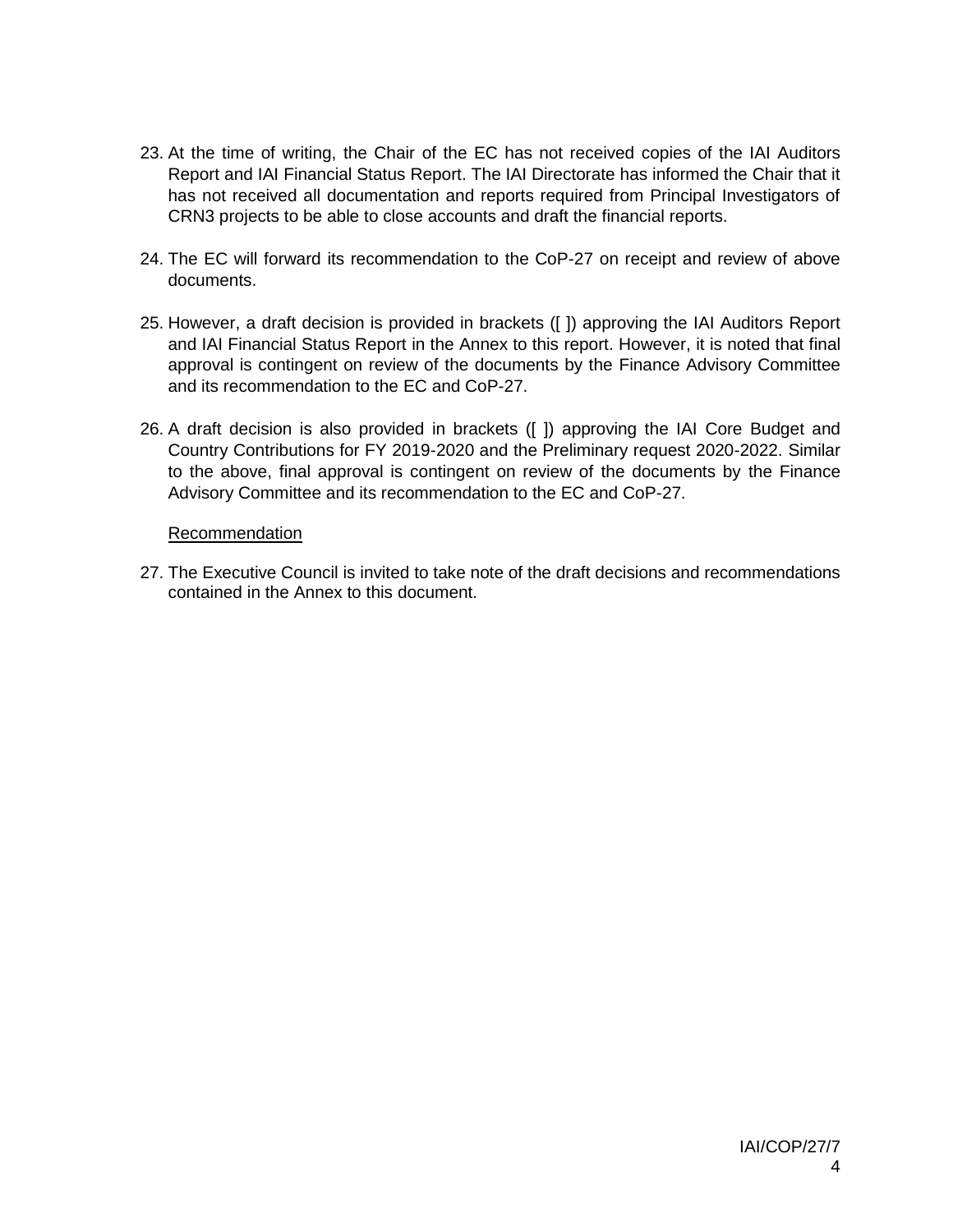23. At the time of writing, the Chair of the EC has not received copies of the IAI Auditors Report and IAI Financial Status Report. The IAI Directorate has informed the Chair that it has not received all documentation and reports required from Principal Investigators of CRN3 projects to be able to close accounts and draft the financial reports.

24. The EC will forward its recommendation to the CoP-27 on receipt and review of above documents.

25. However, a draft decision is provided in brackets ([ ]) approving the IAI Auditors Report and IAI Financial Status Report in the Annex to this report. However, it is noted that final approval is contingent on review of the documents by the Finance Advisory Committee and its recommendation to the EC and CoP-27.

26. A draft decision is also provided in brackets ([ ]) approving the IAI Core Budget and Country Contributions for FY 2019-2020 and the Preliminary request 2020-2022. Similar to the above, final approval is contingent on review of the documents by the Finance Advisory Committee and its recommendation to the EC and CoP-27.

<u>Recommendation</u>

27. The Executive Council is invited to take note of the draft decisions and recommendations contained in the Annex to this document.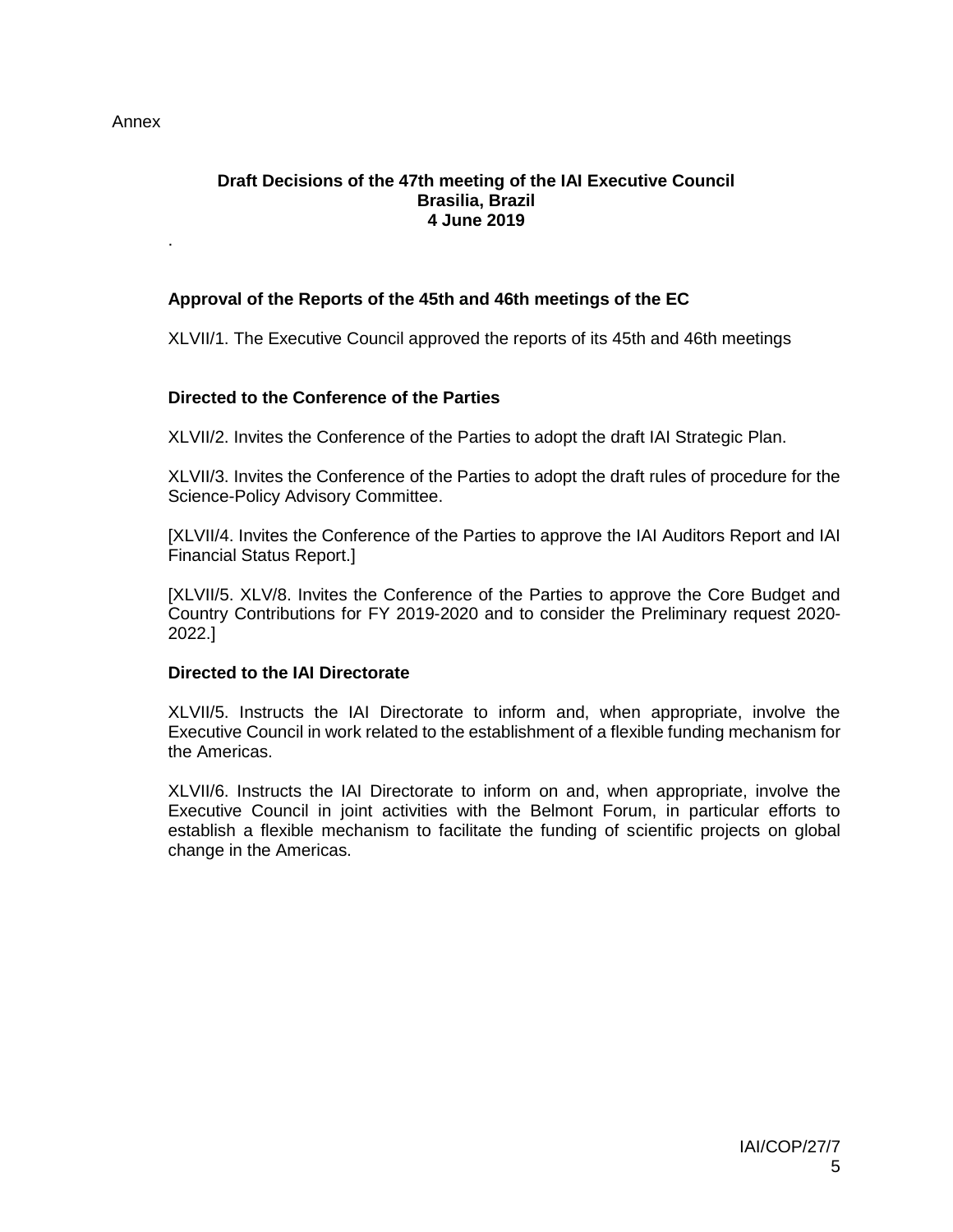Annex

**Draft Decisions of the 47th meeting of the IAI Executive Council**
**Brasilia, Brazil**
**4 June 2019**

.

**Approval of the Reports of the 45th and 46th meetings of the EC**

XLVII/1. The Executive Council approved the reports of its 45th and 46th meetings

**Directed to the Conference of the Parties**

XLVII/2. Invites the Conference of the Parties to adopt the draft IAI Strategic Plan.

XLVII/3. Invites the Conference of the Parties to adopt the draft rules of procedure for the Science-Policy Advisory Committee.

[XLVII/4. Invites the Conference of the Parties to approve the IAI Auditors Report and IAI Financial Status Report.]

[XLVII/5. XLV/8. Invites the Conference of the Parties to approve the Core Budget and Country Contributions for FY 2019-2020 and to consider the Preliminary request 2020-2022.]

**Directed to the IAI Directorate**

XLVII/5. Instructs the IAI Directorate to inform and, when appropriate, involve the Executive Council in work related to the establishment of a flexible funding mechanism for the Americas.

XLVII/6. Instructs the IAI Directorate to inform on and, when appropriate, involve the Executive Council in joint activities with the Belmont Forum, in particular efforts to establish a flexible mechanism to facilitate the funding of scientific projects on global change in the Americas.